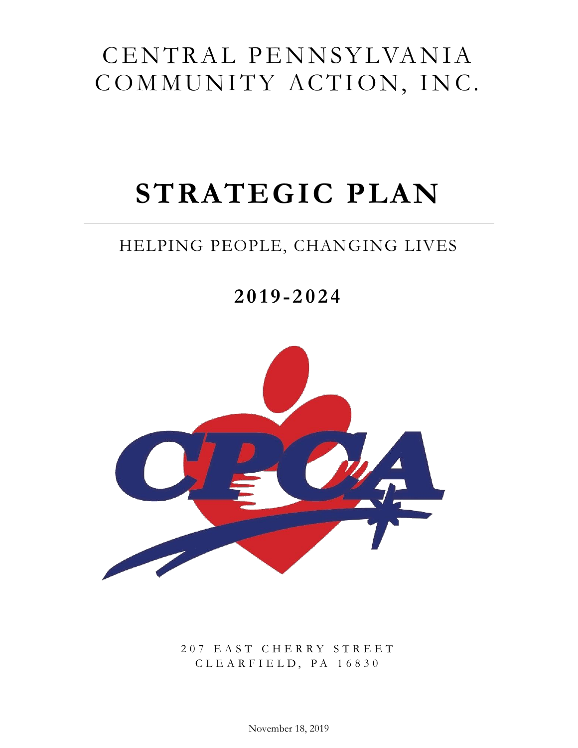# CENTRAL PENNSYLVANIA COMMUNITY ACTION, INC.

# STRATEGIC PLAN

## HELPING PEOPLE, CHANGING LIVES

## 2019-2024

207 EAST CHERRY STREET
CLEARFIELD, PA 16830

November 18, 2019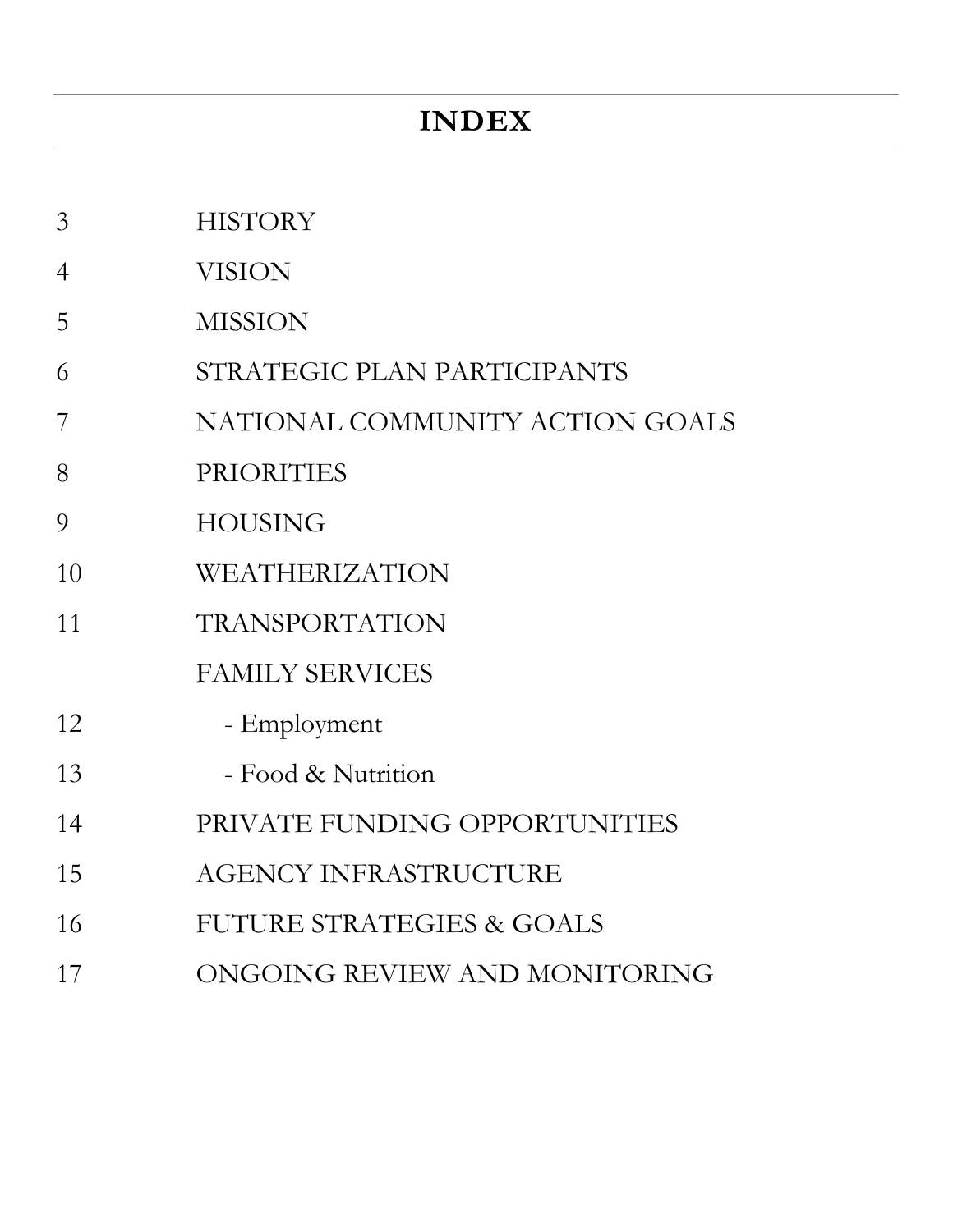# INDEX

| | |
|---|---|
| 3 | HISTORY |
| 4 | VISION |
| 5 | MISSION |
| 6 | STRATEGIC PLAN PARTICIPANTS |
| 7 | NATIONAL COMMUNITY ACTION GOALS |
| 8 | PRIORITIES |
| 9 | HOUSING |
| 10 | WEATHERIZATION |
| 11 | TRANSPORTATION |
| | FAMILY SERVICES |
| 12 | - Employment |
| 13 | - Food & Nutrition |
| 14 | PRIVATE FUNDING OPPORTUNITIES |
| 15 | AGENCY INFRASTRUCTURE |
| 16 | FUTURE STRATEGIES & GOALS |
| 17 | ONGOING REVIEW AND MONITORING |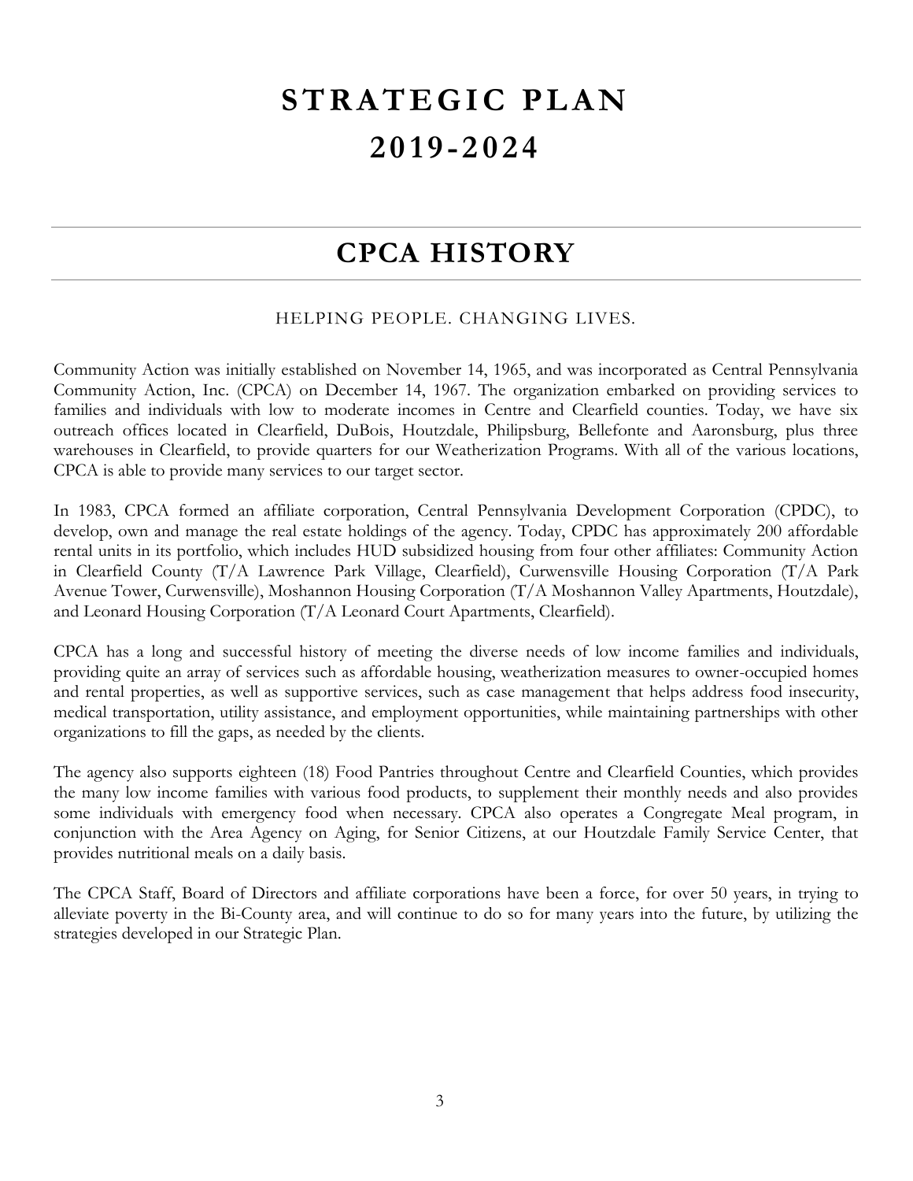# STRATEGIC PLAN
# 2019-2024

## CPCA HISTORY

HELPING PEOPLE. CHANGING LIVES.

Community Action was initially established on November 14, 1965, and was incorporated as Central Pennsylvania Community Action, Inc. (CPCA) on December 14, 1967. The organization embarked on providing services to families and individuals with low to moderate incomes in Centre and Clearfield counties. Today, we have six outreach offices located in Clearfield, DuBois, Houtzdale, Philipsburg, Bellefonte and Aaronsburg, plus three warehouses in Clearfield, to provide quarters for our Weatherization Programs. With all of the various locations, CPCA is able to provide many services to our target sector.

In 1983, CPCA formed an affiliate corporation, Central Pennsylvania Development Corporation (CPDC), to develop, own and manage the real estate holdings of the agency. Today, CPDC has approximately 200 affordable rental units in its portfolio, which includes HUD subsidized housing from four other affiliates: Community Action in Clearfield County (T/A Lawrence Park Village, Clearfield), Curwensville Housing Corporation (T/A Park Avenue Tower, Curwensville), Moshannon Housing Corporation (T/A Moshannon Valley Apartments, Houtzdale), and Leonard Housing Corporation (T/A Leonard Court Apartments, Clearfield).

CPCA has a long and successful history of meeting the diverse needs of low income families and individuals, providing quite an array of services such as affordable housing, weatherization measures to owner-occupied homes and rental properties, as well as supportive services, such as case management that helps address food insecurity, medical transportation, utility assistance, and employment opportunities, while maintaining partnerships with other organizations to fill the gaps, as needed by the clients.

The agency also supports eighteen (18) Food Pantries throughout Centre and Clearfield Counties, which provides the many low income families with various food products, to supplement their monthly needs and also provides some individuals with emergency food when necessary. CPCA also operates a Congregate Meal program, in conjunction with the Area Agency on Aging, for Senior Citizens, at our Houtzdale Family Service Center, that provides nutritional meals on a daily basis.

The CPCA Staff, Board of Directors and affiliate corporations have been a force, for over 50 years, in trying to alleviate poverty in the Bi-County area, and will continue to do so for many years into the future, by utilizing the strategies developed in our Strategic Plan.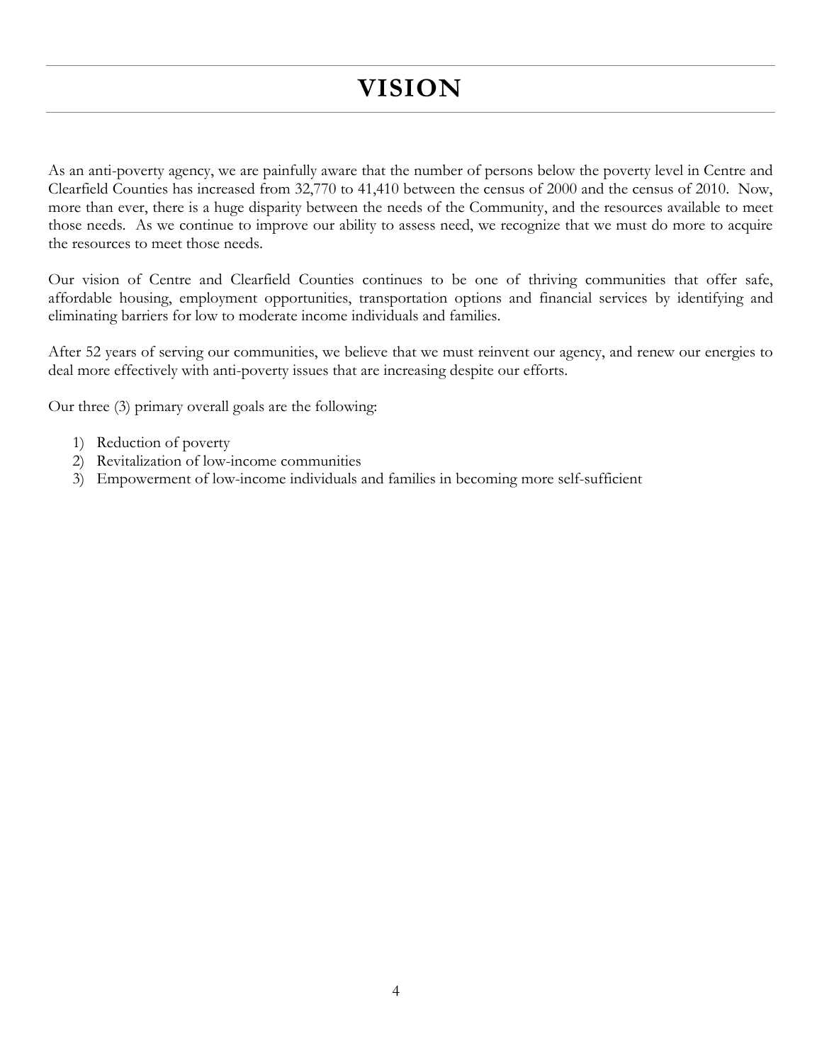# VISION

As an anti-poverty agency, we are painfully aware that the number of persons below the poverty level in Centre and Clearfield Counties has increased from 32,770 to 41,410 between the census of 2000 and the census of 2010. Now, more than ever, there is a huge disparity between the needs of the Community, and the resources available to meet those needs. As we continue to improve our ability to assess need, we recognize that we must do more to acquire the resources to meet those needs.

Our vision of Centre and Clearfield Counties continues to be one of thriving communities that offer safe, affordable housing, employment opportunities, transportation options and financial services by identifying and eliminating barriers for low to moderate income individuals and families.

After 52 years of serving our communities, we believe that we must reinvent our agency, and renew our energies to deal more effectively with anti-poverty issues that are increasing despite our efforts.

Our three (3) primary overall goals are the following:

1) Reduction of poverty
2) Revitalization of low-income communities
3) Empowerment of low-income individuals and families in becoming more self-sufficient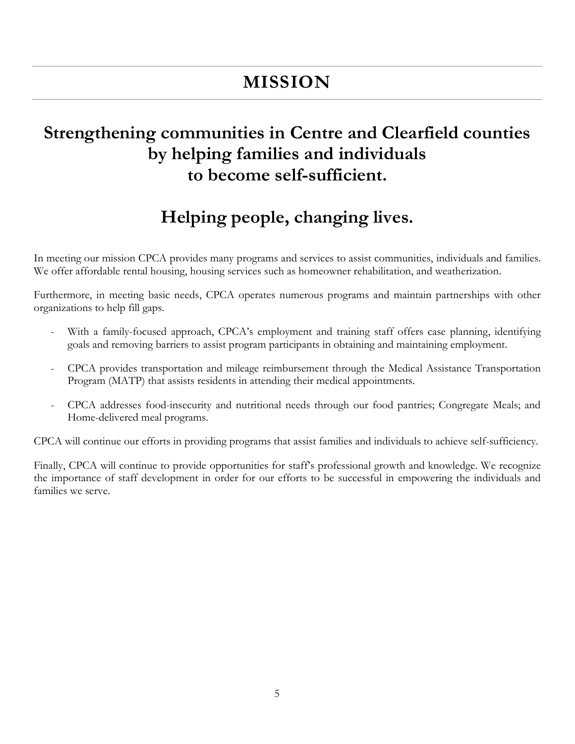# MISSION

## Strengthening communities in Centre and Clearfield counties by helping families and individuals to become self-sufficient.

## Helping people, changing lives.

In meeting our mission CPCA provides many programs and services to assist communities, individuals and families. We offer affordable rental housing, housing services such as homeowner rehabilitation, and weatherization.

Furthermore, in meeting basic needs, CPCA operates numerous programs and maintain partnerships with other organizations to help fill gaps.

- With a family-focused approach, CPCA's employment and training staff offers case planning, identifying goals and removing barriers to assist program participants in obtaining and maintaining employment.
- CPCA provides transportation and mileage reimbursement through the Medical Assistance Transportation Program (MATP) that assists residents in attending their medical appointments.
- CPCA addresses food-insecurity and nutritional needs through our food pantries; Congregate Meals; and Home-delivered meal programs.

CPCA will continue our efforts in providing programs that assist families and individuals to achieve self-sufficiency.

Finally, CPCA will continue to provide opportunities for staff's professional growth and knowledge. We recognize the importance of staff development in order for our efforts to be successful in empowering the individuals and families we serve.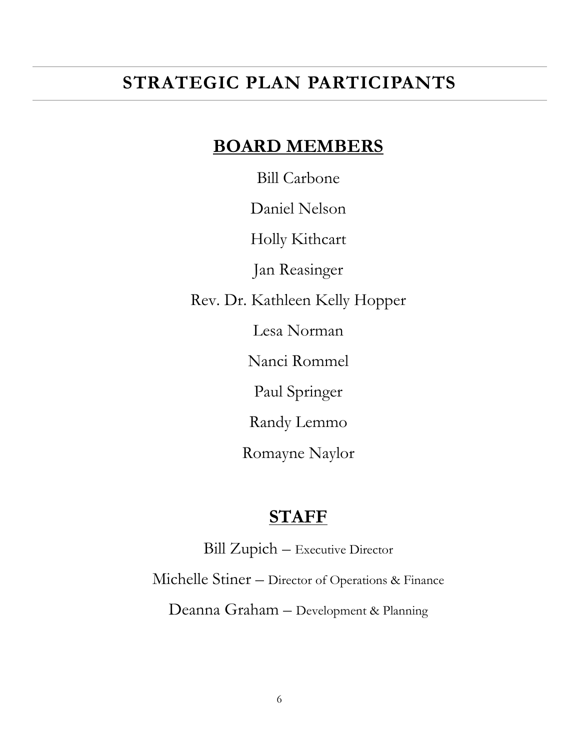# STRATEGIC PLAN PARTICIPANTS

## BOARD MEMBERS

Bill Carbone

Daniel Nelson

Holly Kithcart

Jan Reasinger

Rev. Dr. Kathleen Kelly Hopper

Lesa Norman

Nanci Rommel

Paul Springer

Randy Lemmo

Romayne Naylor

## STAFF

Bill Zupich – Executive Director

Michelle Stiner – Director of Operations & Finance

Deanna Graham – Development & Planning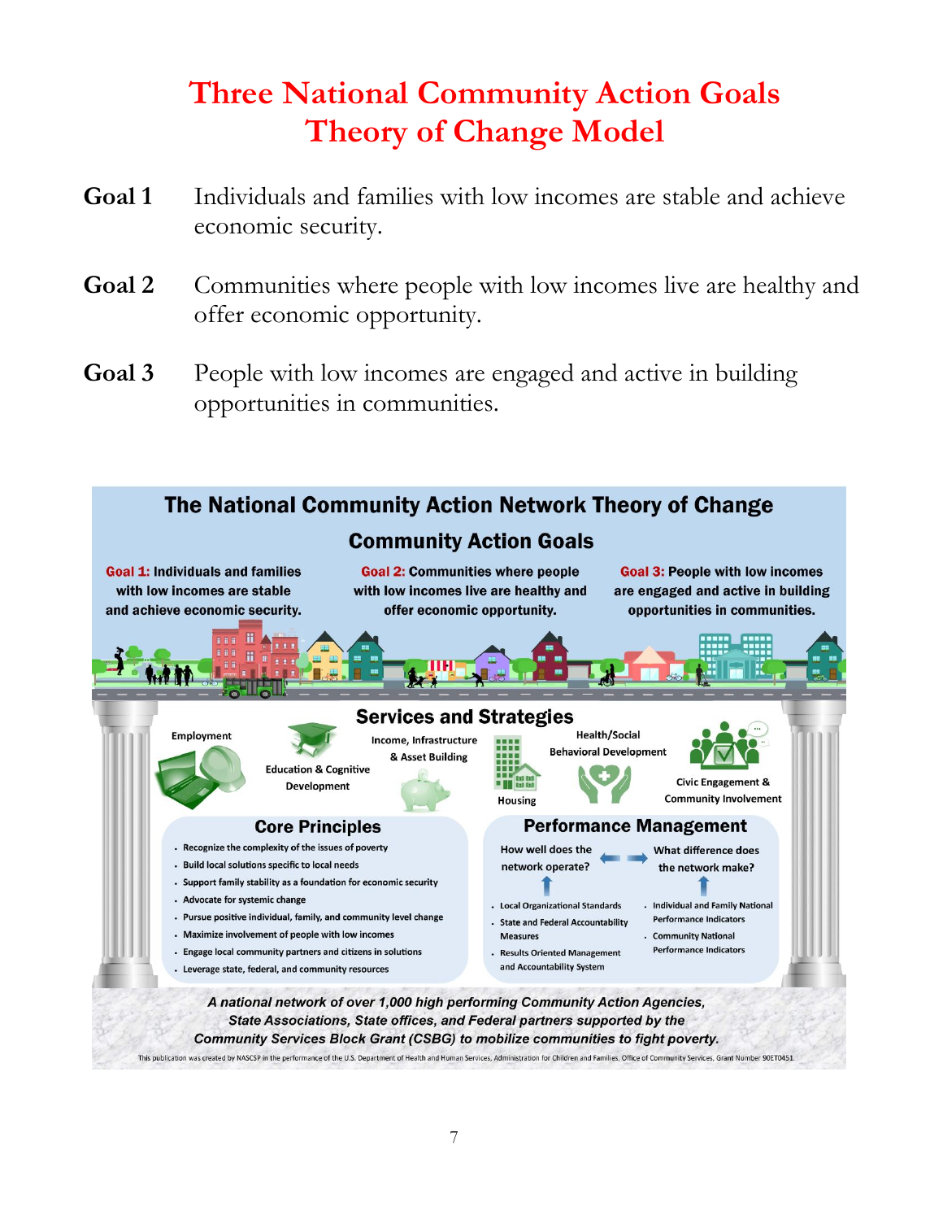# Three National Community Action Goals
# Theory of Change Model

**Goal 1** Individuals and families with low incomes are stable and achieve economic security.

**Goal 2** Communities where people with low incomes live are healthy and offer economic opportunity.

**Goal 3** People with low incomes are engaged and active in building opportunities in communities.

## The National Community Action Network Theory of Change

### Community Action Goals

**Goal 1:** Individuals and families with low incomes are stable and achieve economic security.

**Goal 2:** Communities where people with low incomes live are healthy and offer economic opportunity.

**Goal 3:** People with low incomes are engaged and active in building opportunities in communities.

### Services and Strategies

- Employment
- Education & Cognitive Development
- Income, Infrastructure & Asset Building
- Housing
- Health/Social Behavioral Development
- Civic Engagement & Community Involvement

### Core Principles

- Recognize the complexity of the issues of poverty
- Build local solutions specific to local needs
- Support family stability as a foundation for economic security
- Advocate for systemic change
- Pursue positive individual, family, and community level change
- Maximize involvement of people with low incomes
- Engage local community partners and citizens in solutions
- Leverage state, federal, and community resources

### Performance Management

How well does the network operate? ↔ What difference does the network make?

How well does the network operate?
- Local Organizational Standards
- State and Federal Accountability Measures
- Results Oriented Management and Accountability System

What difference does the network make?
- Individual and Family National Performance Indicators
- Community National Performance Indicators

*A national network of over 1,000 high performing Community Action Agencies, State Associations, State offices, and Federal partners supported by the Community Services Block Grant (CSBG) to mobilize communities to fight poverty.*

This publication was created by NASCSP in the performance of the U.S. Department of Health and Human Services, Administration for Children and Families, Office of Community Services, Grant Number 90ET0451.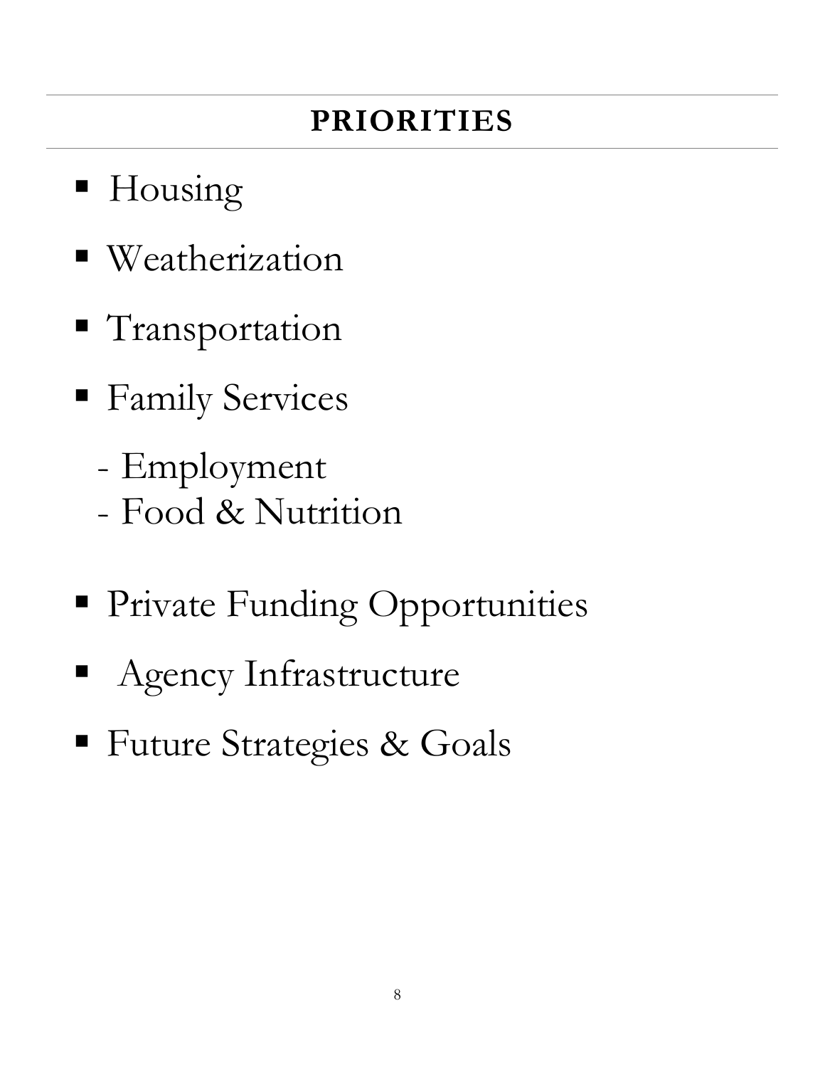## PRIORITIES

- Housing
- Weatherization
- Transportation
- Family Services
  - Employment
  - Food & Nutrition
- Private Funding Opportunities
- Agency Infrastructure
- Future Strategies & Goals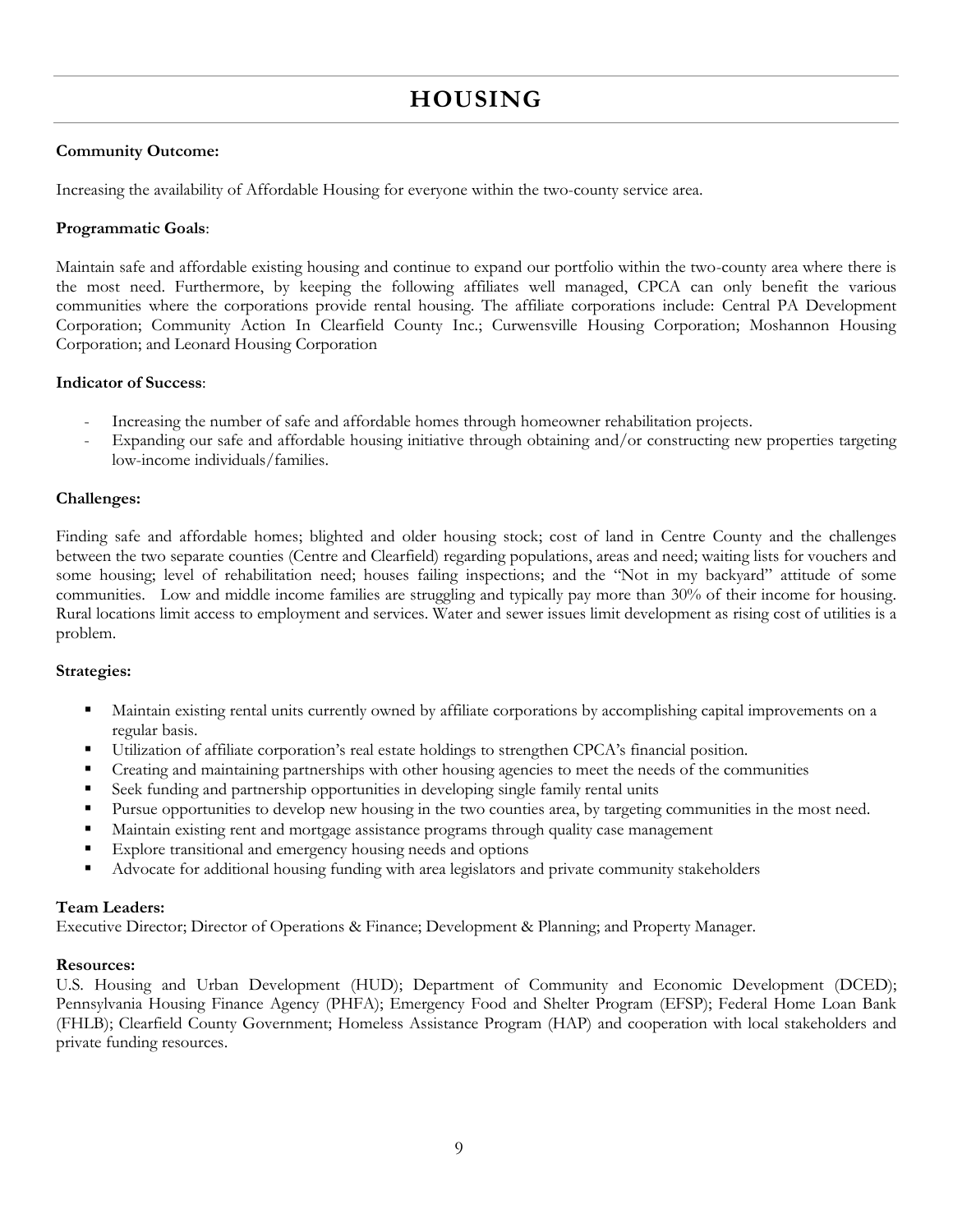# HOUSING

**Community Outcome:**

Increasing the availability of Affordable Housing for everyone within the two-county service area.

**Programmatic Goals**:

Maintain safe and affordable existing housing and continue to expand our portfolio within the two-county area where there is the most need. Furthermore, by keeping the following affiliates well managed, CPCA can only benefit the various communities where the corporations provide rental housing. The affiliate corporations include: Central PA Development Corporation; Community Action In Clearfield County Inc.; Curwensville Housing Corporation; Moshannon Housing Corporation; and Leonard Housing Corporation

**Indicator of Success**:

- Increasing the number of safe and affordable homes through homeowner rehabilitation projects.
- Expanding our safe and affordable housing initiative through obtaining and/or constructing new properties targeting low-income individuals/families.

**Challenges:**

Finding safe and affordable homes; blighted and older housing stock; cost of land in Centre County and the challenges between the two separate counties (Centre and Clearfield) regarding populations, areas and need; waiting lists for vouchers and some housing; level of rehabilitation need; houses failing inspections; and the "Not in my backyard" attitude of some communities. Low and middle income families are struggling and typically pay more than 30% of their income for housing. Rural locations limit access to employment and services. Water and sewer issues limit development as rising cost of utilities is a problem.

**Strategies:**

- Maintain existing rental units currently owned by affiliate corporations by accomplishing capital improvements on a regular basis.
- Utilization of affiliate corporation's real estate holdings to strengthen CPCA's financial position.
- Creating and maintaining partnerships with other housing agencies to meet the needs of the communities
- Seek funding and partnership opportunities in developing single family rental units
- Pursue opportunities to develop new housing in the two counties area, by targeting communities in the most need.
- Maintain existing rent and mortgage assistance programs through quality case management
- Explore transitional and emergency housing needs and options
- Advocate for additional housing funding with area legislators and private community stakeholders

**Team Leaders:**
Executive Director; Director of Operations & Finance; Development & Planning; and Property Manager.

**Resources:**
U.S. Housing and Urban Development (HUD); Department of Community and Economic Development (DCED); Pennsylvania Housing Finance Agency (PHFA); Emergency Food and Shelter Program (EFSP); Federal Home Loan Bank (FHLB); Clearfield County Government; Homeless Assistance Program (HAP) and cooperation with local stakeholders and private funding resources.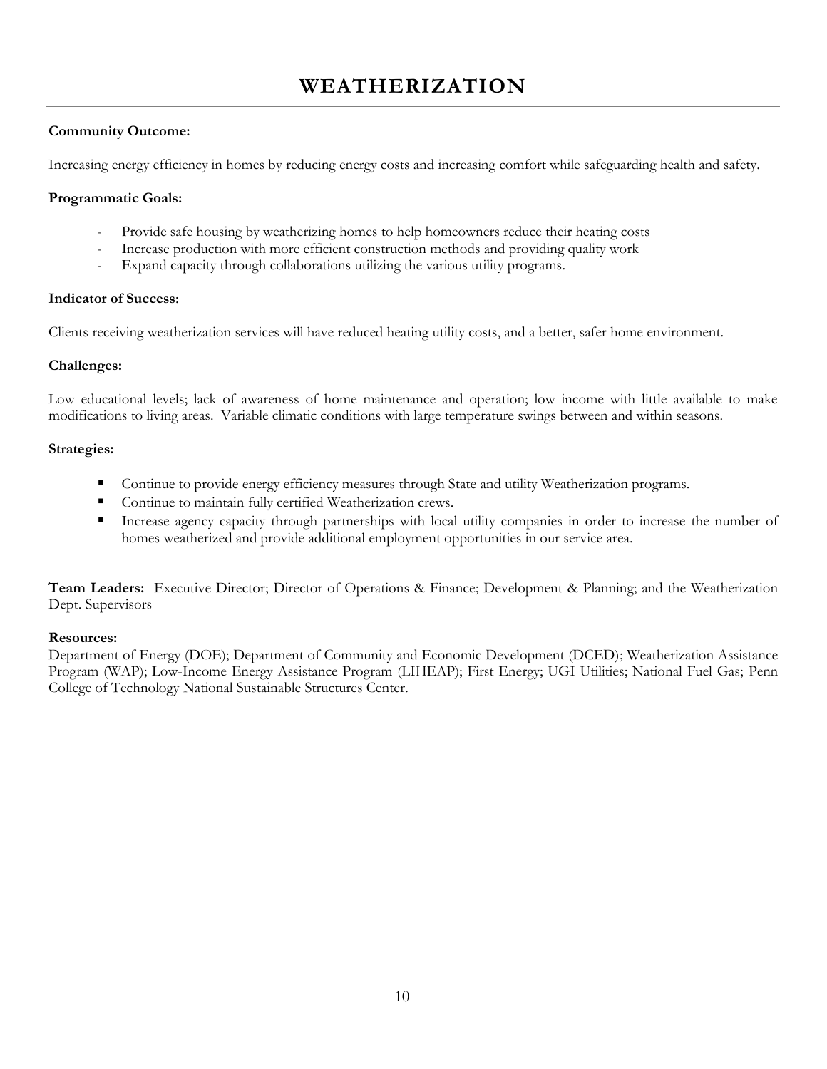# WEATHERIZATION

**Community Outcome:**

Increasing energy efficiency in homes by reducing energy costs and increasing comfort while safeguarding health and safety.

**Programmatic Goals:**

- Provide safe housing by weatherizing homes to help homeowners reduce their heating costs
- Increase production with more efficient construction methods and providing quality work
- Expand capacity through collaborations utilizing the various utility programs.

**Indicator of Success**:

Clients receiving weatherization services will have reduced heating utility costs, and a better, safer home environment.

**Challenges:**

Low educational levels; lack of awareness of home maintenance and operation; low income with little available to make modifications to living areas. Variable climatic conditions with large temperature swings between and within seasons.

**Strategies:**

- Continue to provide energy efficiency measures through State and utility Weatherization programs.
- Continue to maintain fully certified Weatherization crews.
- Increase agency capacity through partnerships with local utility companies in order to increase the number of homes weatherized and provide additional employment opportunities in our service area.

**Team Leaders:** Executive Director; Director of Operations & Finance; Development & Planning; and the Weatherization Dept. Supervisors

**Resources:**
Department of Energy (DOE); Department of Community and Economic Development (DCED); Weatherization Assistance Program (WAP); Low-Income Energy Assistance Program (LIHEAP); First Energy; UGI Utilities; National Fuel Gas; Penn College of Technology National Sustainable Structures Center.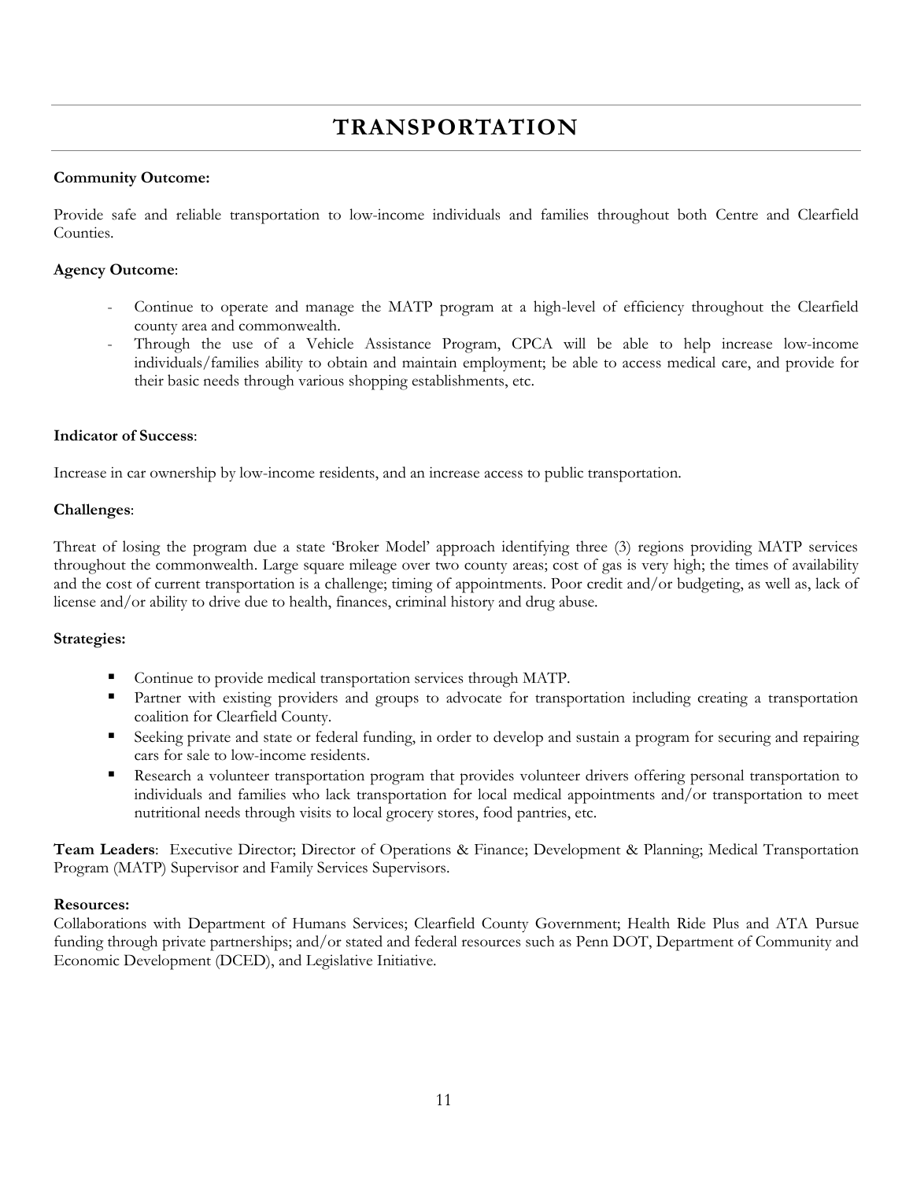# TRANSPORTATION

**Community Outcome:**

Provide safe and reliable transportation to low-income individuals and families throughout both Centre and Clearfield Counties.

**Agency Outcome**:

- Continue to operate and manage the MATP program at a high-level of efficiency throughout the Clearfield county area and commonwealth.
- Through the use of a Vehicle Assistance Program, CPCA will be able to help increase low-income individuals/families ability to obtain and maintain employment; be able to access medical care, and provide for their basic needs through various shopping establishments, etc.

**Indicator of Success**:

Increase in car ownership by low-income residents, and an increase access to public transportation.

**Challenges**:

Threat of losing the program due a state 'Broker Model' approach identifying three (3) regions providing MATP services throughout the commonwealth. Large square mileage over two county areas; cost of gas is very high; the times of availability and the cost of current transportation is a challenge; timing of appointments. Poor credit and/or budgeting, as well as, lack of license and/or ability to drive due to health, finances, criminal history and drug abuse.

**Strategies:**

- Continue to provide medical transportation services through MATP.
- Partner with existing providers and groups to advocate for transportation including creating a transportation coalition for Clearfield County.
- Seeking private and state or federal funding, in order to develop and sustain a program for securing and repairing cars for sale to low-income residents.
- Research a volunteer transportation program that provides volunteer drivers offering personal transportation to individuals and families who lack transportation for local medical appointments and/or transportation to meet nutritional needs through visits to local grocery stores, food pantries, etc.

**Team Leaders**: Executive Director; Director of Operations & Finance; Development & Planning; Medical Transportation Program (MATP) Supervisor and Family Services Supervisors.

**Resources:**
Collaborations with Department of Humans Services; Clearfield County Government; Health Ride Plus and ATA Pursue funding through private partnerships; and/or stated and federal resources such as Penn DOT, Department of Community and Economic Development (DCED), and Legislative Initiative.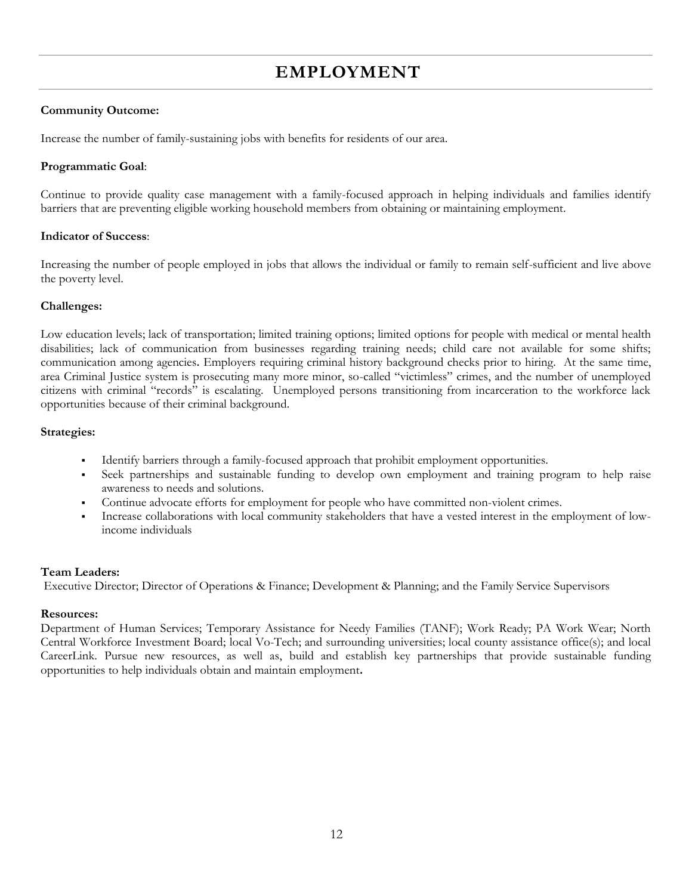# EMPLOYMENT

**Community Outcome:**

Increase the number of family-sustaining jobs with benefits for residents of our area.

**Programmatic Goal**:

Continue to provide quality case management with a family-focused approach in helping individuals and families identify barriers that are preventing eligible working household members from obtaining or maintaining employment.

**Indicator of Success**:

Increasing the number of people employed in jobs that allows the individual or family to remain self-sufficient and live above the poverty level.

**Challenges:**

Low education levels; lack of transportation; limited training options; limited options for people with medical or mental health disabilities; lack of communication from businesses regarding training needs; child care not available for some shifts; communication among agencies. Employers requiring criminal history background checks prior to hiring. At the same time, area Criminal Justice system is prosecuting many more minor, so-called "victimless" crimes, and the number of unemployed citizens with criminal "records" is escalating. Unemployed persons transitioning from incarceration to the workforce lack opportunities because of their criminal background.

**Strategies:**

- Identify barriers through a family-focused approach that prohibit employment opportunities.
- Seek partnerships and sustainable funding to develop own employment and training program to help raise awareness to needs and solutions.
- Continue advocate efforts for employment for people who have committed non-violent crimes.
- Increase collaborations with local community stakeholders that have a vested interest in the employment of low-income individuals

**Team Leaders:**
Executive Director; Director of Operations & Finance; Development & Planning; and the Family Service Supervisors

**Resources:**
Department of Human Services; Temporary Assistance for Needy Families (TANF); Work Ready; PA Work Wear; North Central Workforce Investment Board; local Vo-Tech; and surrounding universities; local county assistance office(s); and local CareerLink. Pursue new resources, as well as, build and establish key partnerships that provide sustainable funding opportunities to help individuals obtain and maintain employment.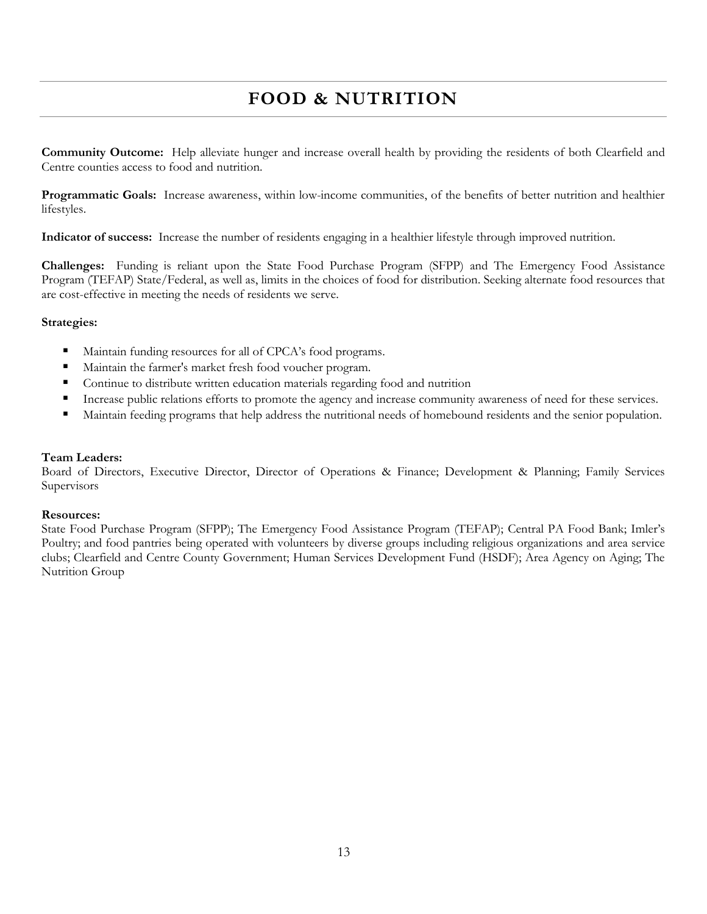# FOOD & NUTRITION

**Community Outcome:** Help alleviate hunger and increase overall health by providing the residents of both Clearfield and Centre counties access to food and nutrition.

**Programmatic Goals:** Increase awareness, within low-income communities, of the benefits of better nutrition and healthier lifestyles.

**Indicator of success:** Increase the number of residents engaging in a healthier lifestyle through improved nutrition.

**Challenges:** Funding is reliant upon the State Food Purchase Program (SFPP) and The Emergency Food Assistance Program (TEFAP) State/Federal, as well as, limits in the choices of food for distribution. Seeking alternate food resources that are cost-effective in meeting the needs of residents we serve.

**Strategies:**

- Maintain funding resources for all of CPCA's food programs.
- Maintain the farmer's market fresh food voucher program.
- Continue to distribute written education materials regarding food and nutrition
- Increase public relations efforts to promote the agency and increase community awareness of need for these services.
- Maintain feeding programs that help address the nutritional needs of homebound residents and the senior population.

**Team Leaders:**
Board of Directors, Executive Director, Director of Operations & Finance; Development & Planning; Family Services Supervisors

**Resources:**
State Food Purchase Program (SFPP); The Emergency Food Assistance Program (TEFAP); Central PA Food Bank; Imler's Poultry; and food pantries being operated with volunteers by diverse groups including religious organizations and area service clubs; Clearfield and Centre County Government; Human Services Development Fund (HSDF); Area Agency on Aging; The Nutrition Group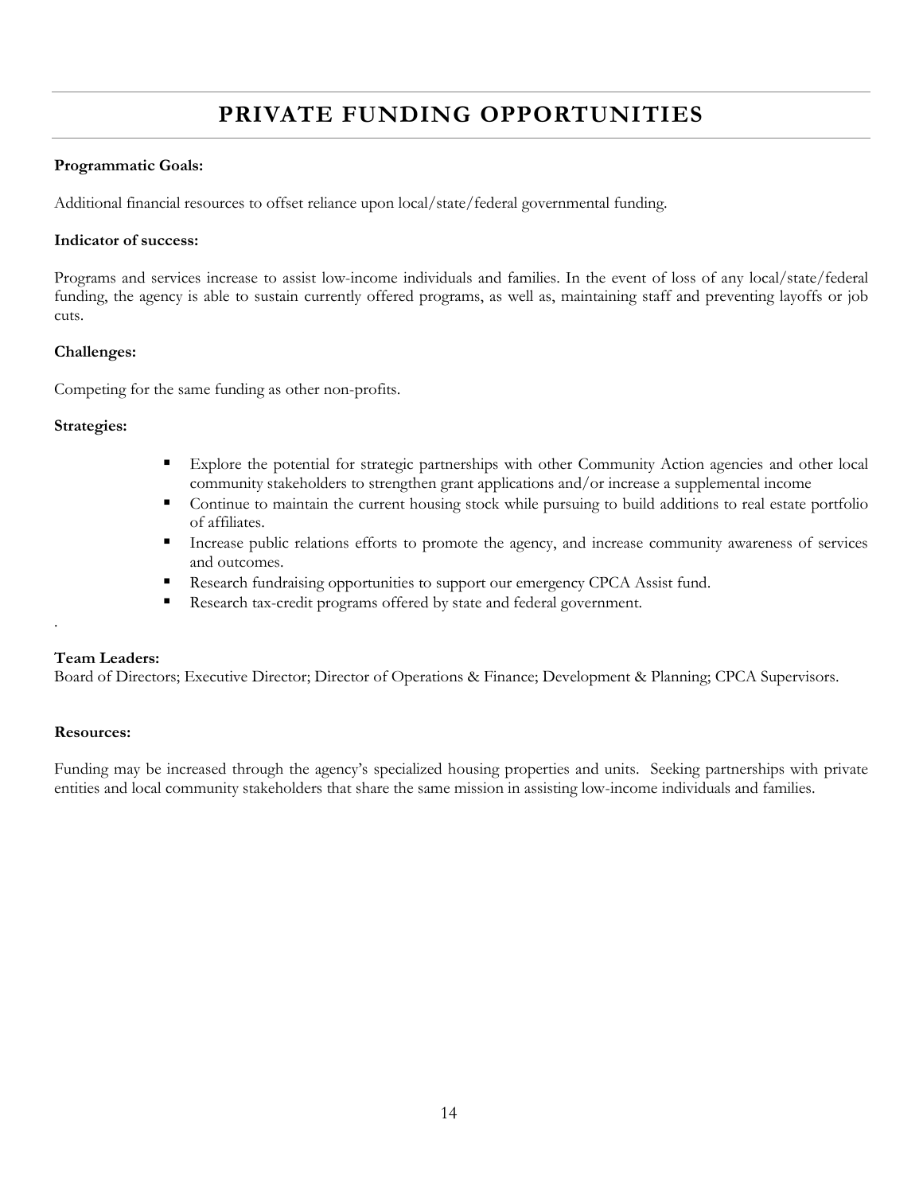# PRIVATE FUNDING OPPORTUNITIES

**Programmatic Goals:**

Additional financial resources to offset reliance upon local/state/federal governmental funding.

**Indicator of success:**

Programs and services increase to assist low-income individuals and families. In the event of loss of any local/state/federal funding, the agency is able to sustain currently offered programs, as well as, maintaining staff and preventing layoffs or job cuts.

**Challenges:**

Competing for the same funding as other non-profits.

**Strategies:**

- Explore the potential for strategic partnerships with other Community Action agencies and other local community stakeholders to strengthen grant applications and/or increase a supplemental income
- Continue to maintain the current housing stock while pursuing to build additions to real estate portfolio of affiliates.
- Increase public relations efforts to promote the agency, and increase community awareness of services and outcomes.
- Research fundraising opportunities to support our emergency CPCA Assist fund.
- Research tax-credit programs offered by state and federal government.

.

**Team Leaders:**
Board of Directors; Executive Director; Director of Operations & Finance; Development & Planning; CPCA Supervisors.

**Resources:**

Funding may be increased through the agency's specialized housing properties and units. Seeking partnerships with private entities and local community stakeholders that share the same mission in assisting low-income individuals and families.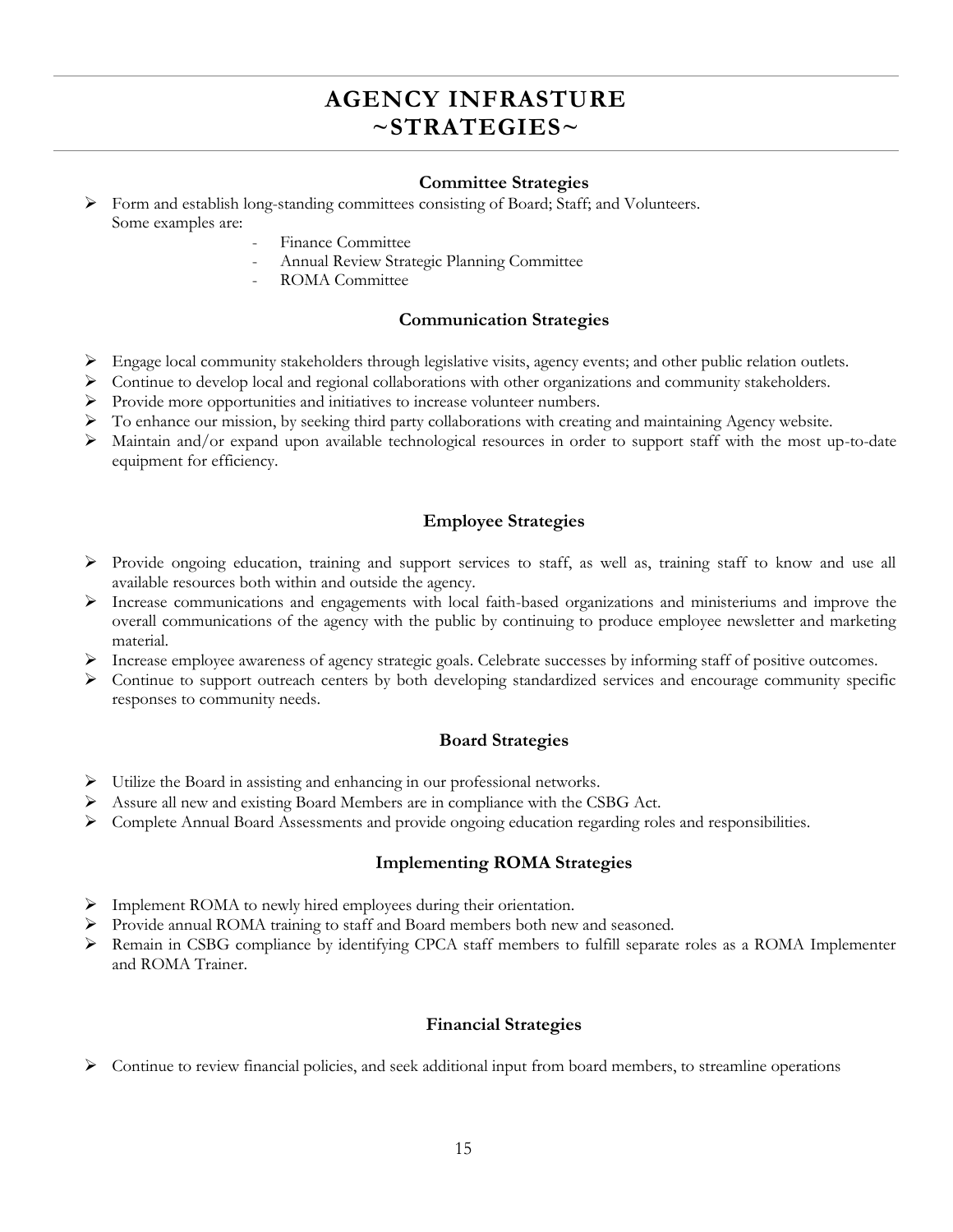# AGENCY INFRASTURE ~STRATEGIES~

### Committee Strategies

- Form and establish long-standing committees consisting of Board; Staff; and Volunteers. Some examples are:
  - Finance Committee
  - Annual Review Strategic Planning Committee
  - ROMA Committee

### Communication Strategies

- Engage local community stakeholders through legislative visits, agency events; and other public relation outlets.
- Continue to develop local and regional collaborations with other organizations and community stakeholders.
- Provide more opportunities and initiatives to increase volunteer numbers.
- To enhance our mission, by seeking third party collaborations with creating and maintaining Agency website.
- Maintain and/or expand upon available technological resources in order to support staff with the most up-to-date equipment for efficiency.

### Employee Strategies

- Provide ongoing education, training and support services to staff, as well as, training staff to know and use all available resources both within and outside the agency.
- Increase communications and engagements with local faith-based organizations and ministeriums and improve the overall communications of the agency with the public by continuing to produce employee newsletter and marketing material.
- Increase employee awareness of agency strategic goals. Celebrate successes by informing staff of positive outcomes.
- Continue to support outreach centers by both developing standardized services and encourage community specific responses to community needs.

### Board Strategies

- Utilize the Board in assisting and enhancing in our professional networks.
- Assure all new and existing Board Members are in compliance with the CSBG Act.
- Complete Annual Board Assessments and provide ongoing education regarding roles and responsibilities.

### Implementing ROMA Strategies

- Implement ROMA to newly hired employees during their orientation.
- Provide annual ROMA training to staff and Board members both new and seasoned.
- Remain in CSBG compliance by identifying CPCA staff members to fulfill separate roles as a ROMA Implementer and ROMA Trainer.

### Financial Strategies

- Continue to review financial policies, and seek additional input from board members, to streamline operations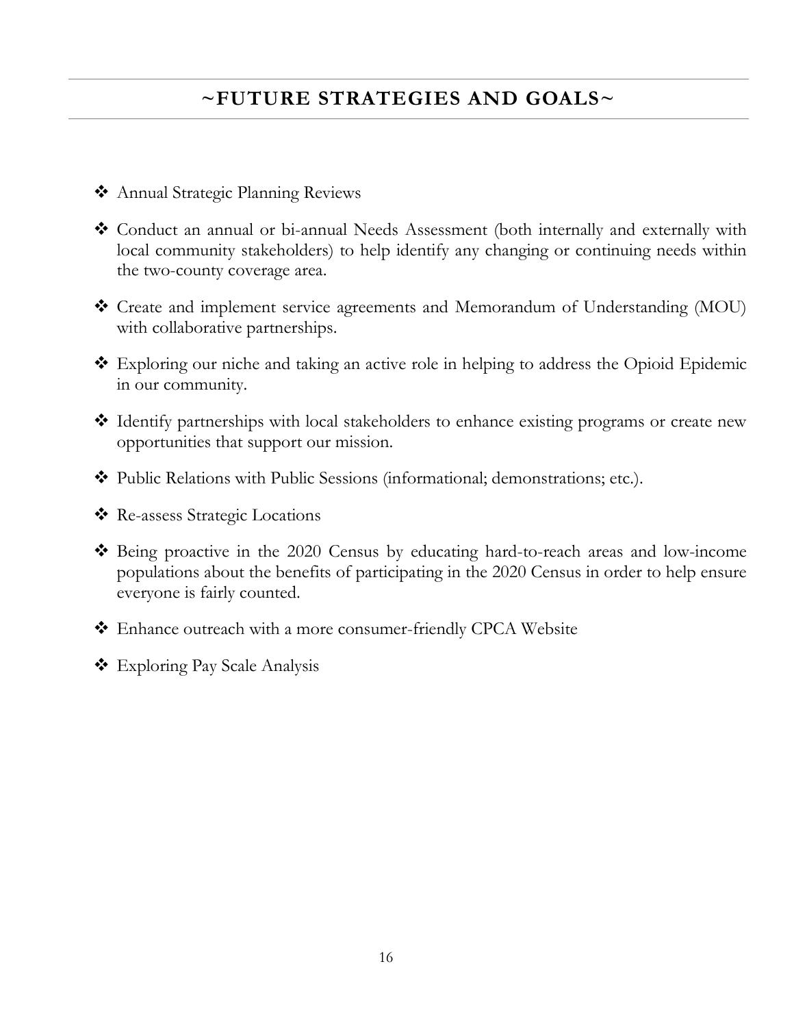## ~FUTURE STRATEGIES AND GOALS~

- Annual Strategic Planning Reviews
- Conduct an annual or bi-annual Needs Assessment (both internally and externally with local community stakeholders) to help identify any changing or continuing needs within the two-county coverage area.
- Create and implement service agreements and Memorandum of Understanding (MOU) with collaborative partnerships.
- Exploring our niche and taking an active role in helping to address the Opioid Epidemic in our community.
- Identify partnerships with local stakeholders to enhance existing programs or create new opportunities that support our mission.
- Public Relations with Public Sessions (informational; demonstrations; etc.).
- Re-assess Strategic Locations
- Being proactive in the 2020 Census by educating hard-to-reach areas and low-income populations about the benefits of participating in the 2020 Census in order to help ensure everyone is fairly counted.
- Enhance outreach with a more consumer-friendly CPCA Website
- Exploring Pay Scale Analysis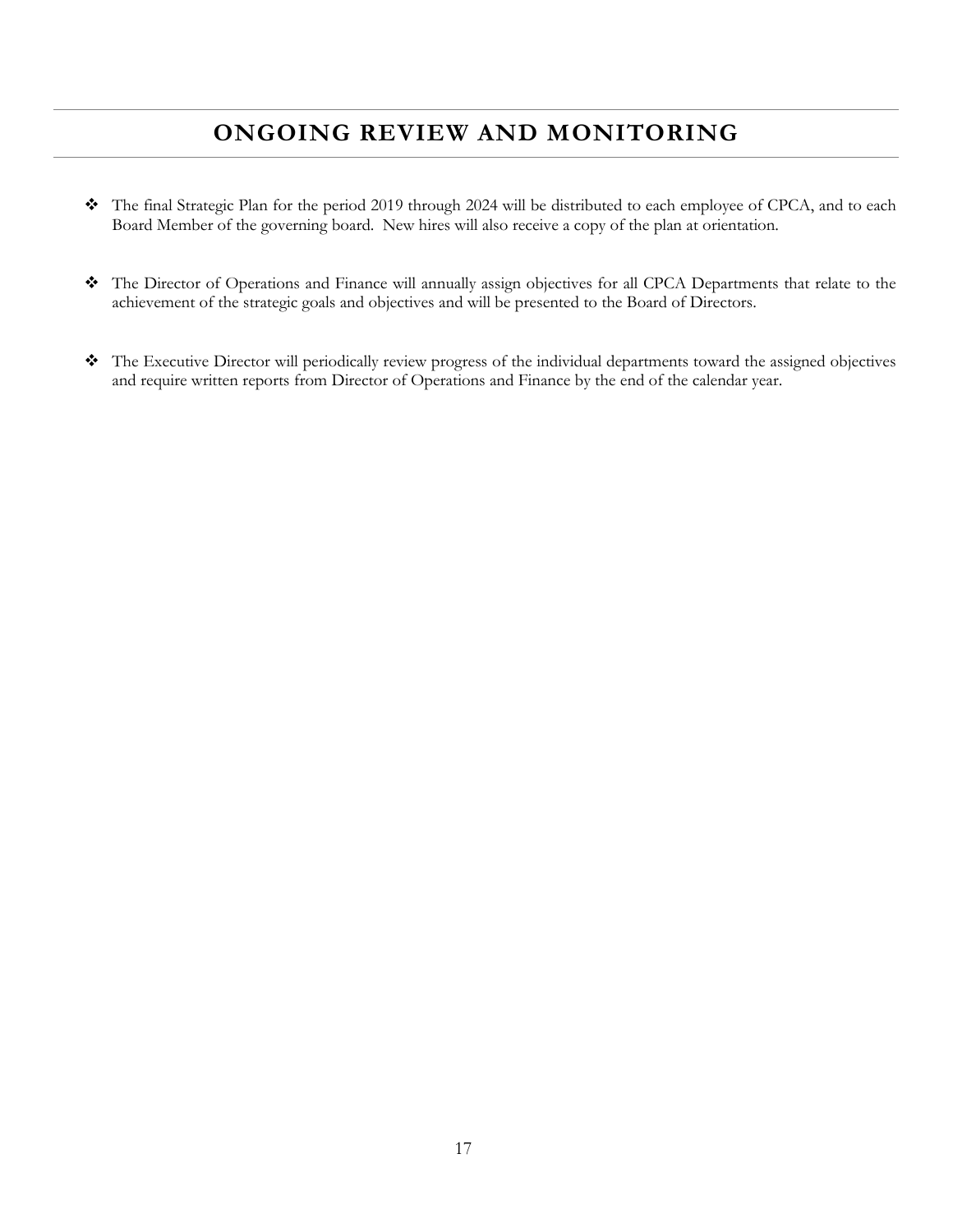# ONGOING REVIEW AND MONITORING

- The final Strategic Plan for the period 2019 through 2024 will be distributed to each employee of CPCA, and to each Board Member of the governing board. New hires will also receive a copy of the plan at orientation.

- The Director of Operations and Finance will annually assign objectives for all CPCA Departments that relate to the achievement of the strategic goals and objectives and will be presented to the Board of Directors.

- The Executive Director will periodically review progress of the individual departments toward the assigned objectives and require written reports from Director of Operations and Finance by the end of the calendar year.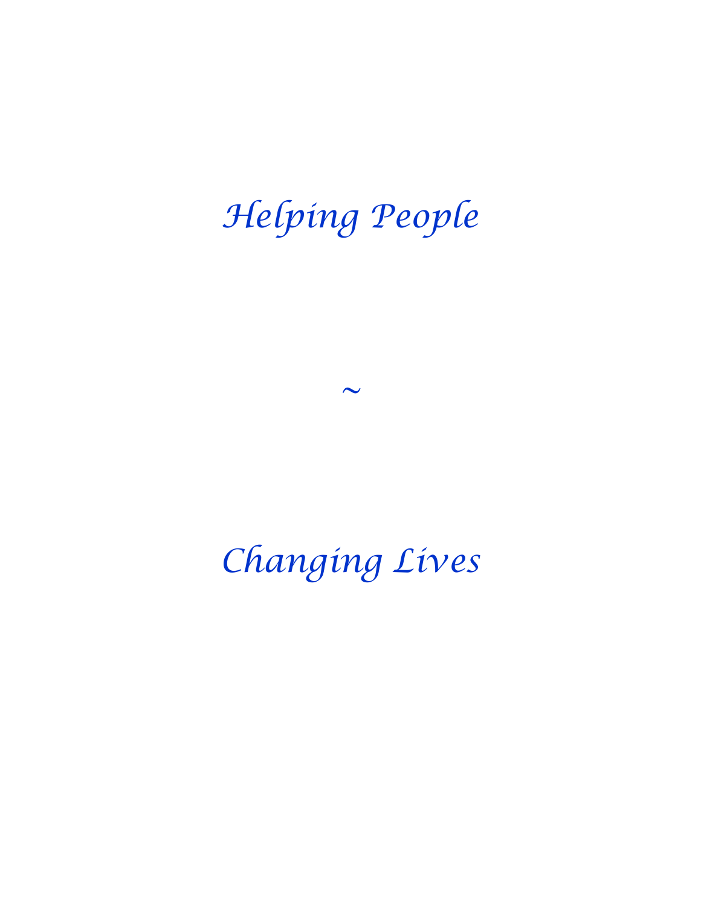*Helping People*

*~*

*Changing Lives*